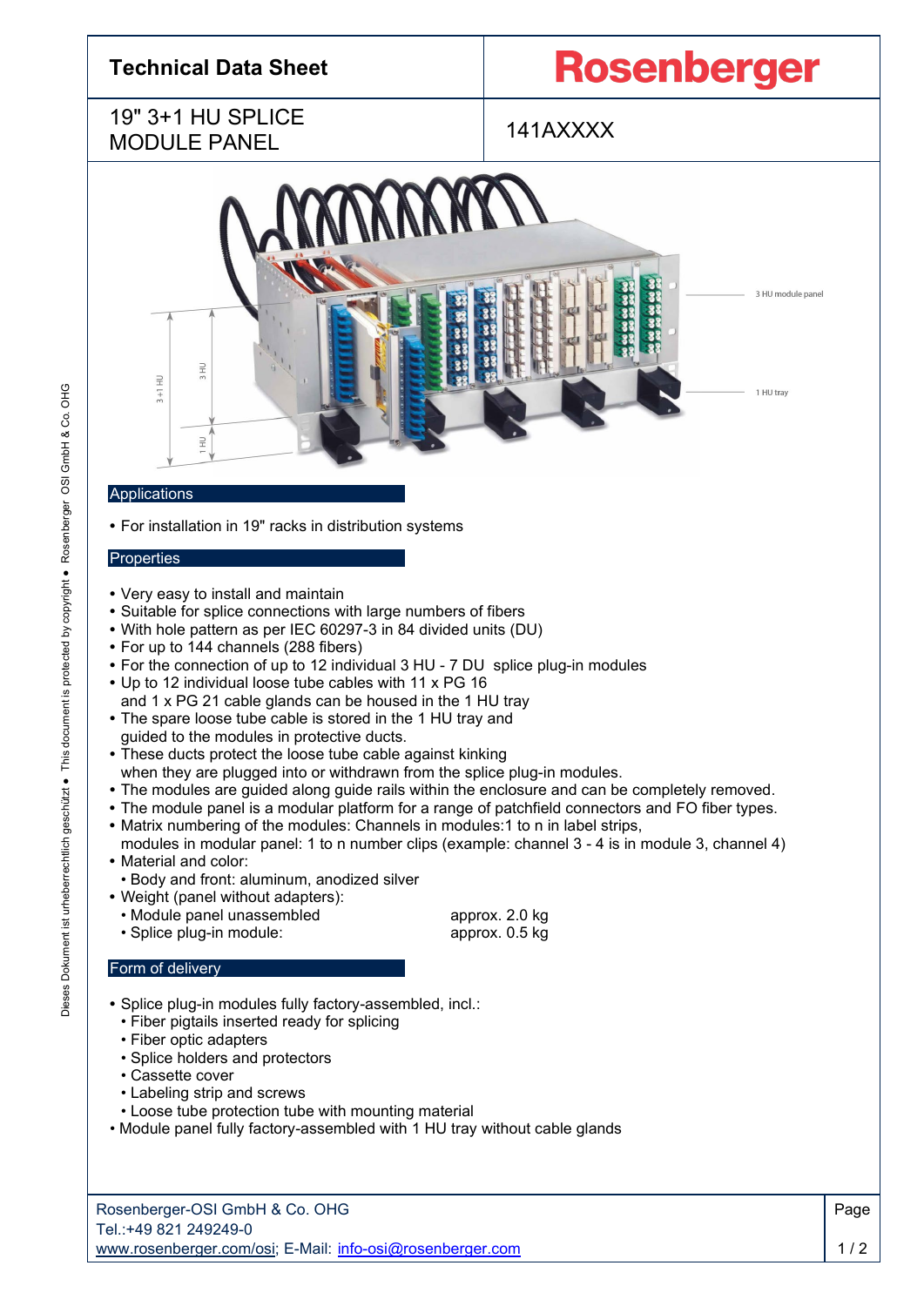# Technical Data Sheet

**Rosenberger**

## 19" 3+1 HU SPLICE MODULE PANEL

141AXXXX

### Applications

- For installation in 19" racks in distribution systems

### Properties

- Very easy to install and maintain
- Suitable for splice connections with large numbers of fibers
- With hole pattern as per IEC 60297-3 in 84 divided units (DU)
- For up to 144 channels (288 fibers)
- For the connection of up to 12 individual 3 HU - 7 DU splice plug-in modules
- Up to 12 individual loose tube cables with 11 x PG 16 and 1 x PG 21 cable glands can be housed in the 1 HU tray
- The spare loose tube cable is stored in the 1 HU tray and guided to the modules in protective ducts.
- These ducts protect the loose tube cable against kinking when they are plugged into or withdrawn from the splice plug-in modules.
- The modules are guided along guide rails within the enclosure and can be completely removed.
- The module panel is a modular platform for a range of patchfield connectors and FO fiber types.
- Matrix numbering of the modules: Channels in modules:1 to n in label strips, modules in modular panel: 1 to n number clips (example: channel 3 - 4 is in module 3, channel 4)
- Material and color:
  - Body and front: aluminum, anodized silver
- Weight (panel without adapters):
  - Module panel unassembled: approx. 2.0 kg
  - Splice plug-in module: approx. 0.5 kg

### Form of delivery

- Splice plug-in modules fully factory-assembled, incl.:
  - Fiber pigtails inserted ready for splicing
  - Fiber optic adapters
  - Splice holders and protectors
  - Cassette cover
  - Labeling strip and screws
  - Loose tube protection tube with mounting material
- Module panel fully factory-assembled with 1 HU tray without cable glands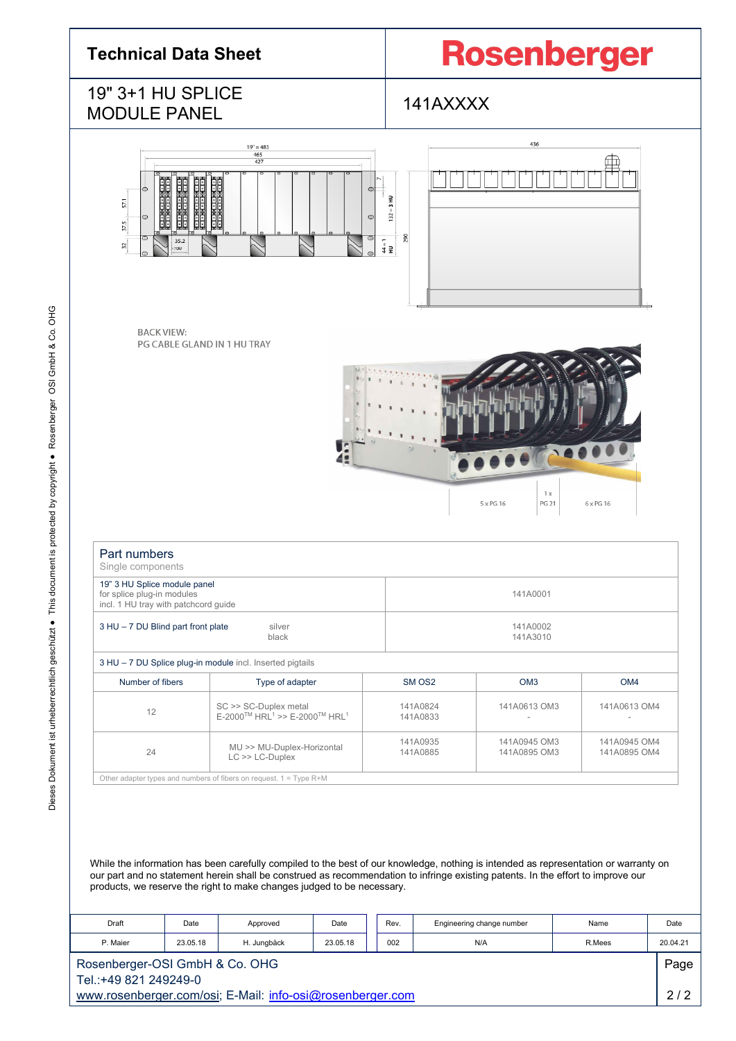# Technical Data Sheet

**Rosenberger**

## 19" 3+1 HU SPLICE MODULE PANEL

141AXXXX

19" = 483
465
427
57.1
37.5
32
35.2
7DU
132 = 3 HU
44 = 1 HU
7
290
436

BACK VIEW:
PG CABLE GLAND IN 1 HU TRAY

5 x PG 16
1 x PG 21
6 x PG 16

## Part numbers

Single components

| | | | | |
|---|---|---|---|---|
| 19" 3 HU Splice module panel<br>for splice plug-in modules<br>incl. 1 HU tray with patchcord guide | | 141A0001 | | |
| 3 HU – 7 DU Blind part front plate | silver<br>black | 141A0002<br>141A3010 | | |
| 3 HU – 7 DU Splice plug-in module incl. Inserted pigtails | | | | |
| Number of fibers | Type of adapter | SM OS2 | OM3 | OM4 |
| 12 | SC >> SC-Duplex metal<br>E-2000™ HRL[1] >> E-2000™ HRL[1] | 141A0824<br>141A0833 | 141A0613 OM3<br>- | 141A0613 OM4<br>- |
| 24 | MU >> MU-Duplex-Horizontal<br>LC >> LC-Duplex | 141A0935<br>141A0885 | 141A0945 OM3<br>141A0895 OM3 | 141A0945 OM4<br>141A0895 OM4 |

Other adapter types and numbers of fibers on request. 1 = Type R+M

While the information has been carefully compiled to the best of our knowledge, nothing is intended as representation or warranty on our part and no statement herein shall be construed as recommendation to infringe existing patents. In the effort to improve our products, we reserve the right to make changes judged to be necessary.

| Draft | Date | Approved | Date | Rev. | Engineering change number | Name | Date |
|---|---|---|---|---|---|---|---|
| P. Maier | 23.05.18 | H. Jungbäck | 23.05.18 | 002 | N/A | R.Mees | 20.04.21 |

Rosenberger-OSI GmbH & Co. OHG
Tel.:+49 821 249249-0
www.rosenberger.com/osi; E-Mail: info-osi@rosenberger.com

Dieses Dokument ist urheberrechtlich geschützt • This document is protected by copyright • Rosenberger OSI GmbH & Co. OHG